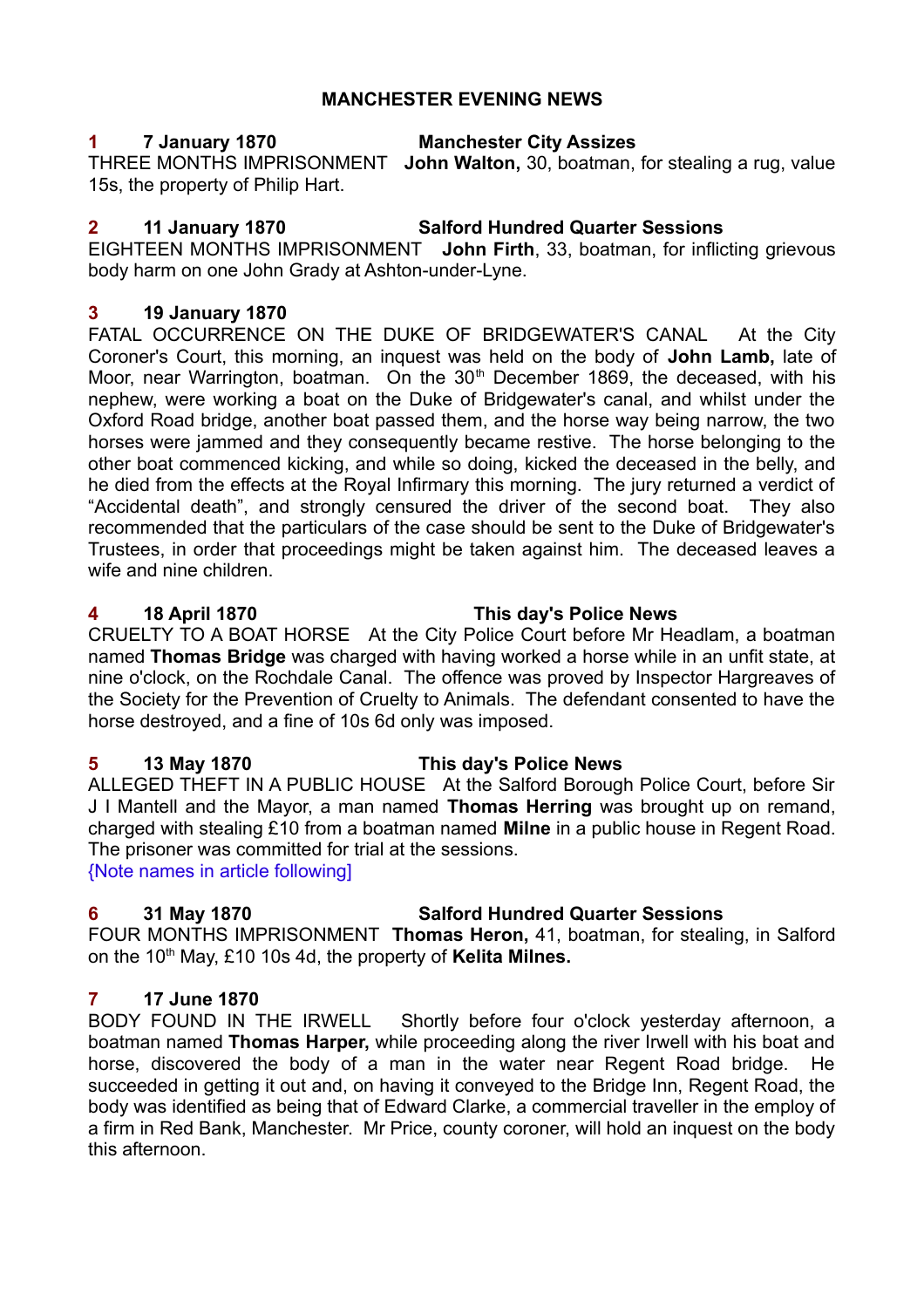# MANCHESTER EVENING NEWS

**1 7 January 1870 Manchester City Assizes**

THREE MONTHS IMPRISONMENT **John Walton,** 30, boatman, for stealing a rug, value 15s, the property of Philip Hart.

**2 11 January 1870 Salford Hundred Quarter Sessions**

EIGHTEEN MONTHS IMPRISONMENT **John Firth**, 33, boatman, for inflicting grievous body harm on one John Grady at Ashton-under-Lyne.

**3 19 January 1870**

FATAL OCCURRENCE ON THE DUKE OF BRIDGEWATER'S CANAL At the City Coroner's Court, this morning, an inquest was held on the body of **John Lamb,** late of Moor, near Warrington, boatman. On the 30th December 1869, the deceased, with his nephew, were working a boat on the Duke of Bridgewater's canal, and whilst under the Oxford Road bridge, another boat passed them, and the horse way being narrow, the two horses were jammed and they consequently became restive. The horse belonging to the other boat commenced kicking, and while so doing, kicked the deceased in the belly, and he died from the effects at the Royal Infirmary this morning. The jury returned a verdict of "Accidental death", and strongly censured the driver of the second boat. They also recommended that the particulars of the case should be sent to the Duke of Bridgewater's Trustees, in order that proceedings might be taken against him. The deceased leaves a wife and nine children.

**4 18 April 1870 This day's Police News**

CRUELTY TO A BOAT HORSE At the City Police Court before Mr Headlam, a boatman named **Thomas Bridge** was charged with having worked a horse while in an unfit state, at nine o'clock, on the Rochdale Canal. The offence was proved by Inspector Hargreaves of the Society for the Prevention of Cruelty to Animals. The defendant consented to have the horse destroyed, and a fine of 10s 6d only was imposed.

**5 13 May 1870 This day's Police News**

ALLEGED THEFT IN A PUBLIC HOUSE At the Salford Borough Police Court, before Sir J I Mantell and the Mayor, a man named **Thomas Herring** was brought up on remand, charged with stealing £10 from a boatman named **Milne** in a public house in Regent Road. The prisoner was committed for trial at the sessions.
{Note names in article following]

**6 31 May 1870 Salford Hundred Quarter Sessions**

FOUR MONTHS IMPRISONMENT **Thomas Heron,** 41, boatman, for stealing, in Salford on the 10th May, £10 10s 4d, the property of **Kelita Milnes.**

**7 17 June 1870**

BODY FOUND IN THE IRWELL Shortly before four o'clock yesterday afternoon, a boatman named **Thomas Harper,** while proceeding along the river Irwell with his boat and horse, discovered the body of a man in the water near Regent Road bridge. He succeeded in getting it out and, on having it conveyed to the Bridge Inn, Regent Road, the body was identified as being that of Edward Clarke, a commercial traveller in the employ of a firm in Red Bank, Manchester. Mr Price, county coroner, will hold an inquest on the body this afternoon.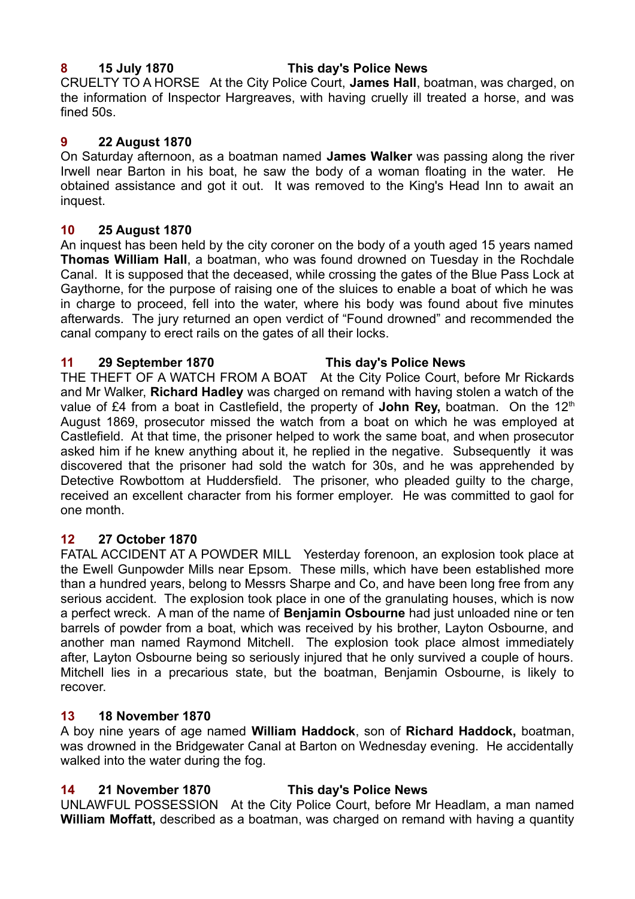**8 15 July 1870 This day's Police News**

CRUELTY TO A HORSE At the City Police Court, **James Hall**, boatman, was charged, on the information of Inspector Hargreaves, with having cruelly ill treated a horse, and was fined 50s.

**9 22 August 1870**

On Saturday afternoon, as a boatman named **James Walker** was passing along the river Irwell near Barton in his boat, he saw the body of a woman floating in the water. He obtained assistance and got it out. It was removed to the King's Head Inn to await an inquest.

**10 25 August 1870**

An inquest has been held by the city coroner on the body of a youth aged 15 years named **Thomas William Hall**, a boatman, who was found drowned on Tuesday in the Rochdale Canal. It is supposed that the deceased, while crossing the gates of the Blue Pass Lock at Gaythorne, for the purpose of raising one of the sluices to enable a boat of which he was in charge to proceed, fell into the water, where his body was found about five minutes afterwards. The jury returned an open verdict of "Found drowned" and recommended the canal company to erect rails on the gates of all their locks.

**11 29 September 1870 This day's Police News**

THE THEFT OF A WATCH FROM A BOAT At the City Police Court, before Mr Rickards and Mr Walker, **Richard Hadley** was charged on remand with having stolen a watch of the value of £4 from a boat in Castlefield, the property of **John Rey,** boatman. On the 12th August 1869, prosecutor missed the watch from a boat on which he was employed at Castlefield. At that time, the prisoner helped to work the same boat, and when prosecutor asked him if he knew anything about it, he replied in the negative. Subsequently it was discovered that the prisoner had sold the watch for 30s, and he was apprehended by Detective Rowbottom at Huddersfield. The prisoner, who pleaded guilty to the charge, received an excellent character from his former employer. He was committed to gaol for one month.

**12 27 October 1870**

FATAL ACCIDENT AT A POWDER MILL Yesterday forenoon, an explosion took place at the Ewell Gunpowder Mills near Epsom. These mills, which have been established more than a hundred years, belong to Messrs Sharpe and Co, and have been long free from any serious accident. The explosion took place in one of the granulating houses, which is now a perfect wreck. A man of the name of **Benjamin Osbourne** had just unloaded nine or ten barrels of powder from a boat, which was received by his brother, Layton Osbourne, and another man named Raymond Mitchell. The explosion took place almost immediately after, Layton Osbourne being so seriously injured that he only survived a couple of hours. Mitchell lies in a precarious state, but the boatman, Benjamin Osbourne, is likely to recover.

**13 18 November 1870**

A boy nine years of age named **William Haddock**, son of **Richard Haddock,** boatman, was drowned in the Bridgewater Canal at Barton on Wednesday evening. He accidentally walked into the water during the fog.

**14 21 November 1870 This day's Police News**

UNLAWFUL POSSESSION At the City Police Court, before Mr Headlam, a man named **William Moffatt,** described as a boatman, was charged on remand with having a quantity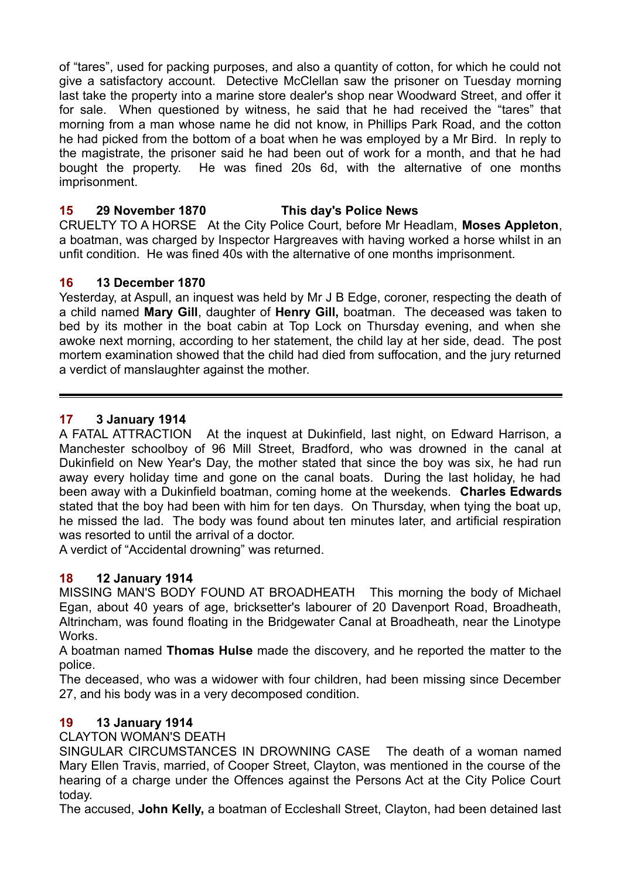of "tares", used for packing purposes, and also a quantity of cotton, for which he could not give a satisfactory account. Detective McClellan saw the prisoner on Tuesday morning last take the property into a marine store dealer's shop near Woodward Street, and offer it for sale. When questioned by witness, he said that he had received the "tares" that morning from a man whose name he did not know, in Phillips Park Road, and the cotton he had picked from the bottom of a boat when he was employed by a Mr Bird. In reply to the magistrate, the prisoner said he had been out of work for a month, and that he had bought the property. He was fined 20s 6d, with the alternative of one months imprisonment.

**15 29 November 1870 This day's Police News**

CRUELTY TO A HORSE At the City Police Court, before Mr Headlam, **Moses Appleton**, a boatman, was charged by Inspector Hargreaves with having worked a horse whilst in an unfit condition. He was fined 40s with the alternative of one months imprisonment.

**16 13 December 1870**

Yesterday, at Aspull, an inquest was held by Mr J B Edge, coroner, respecting the death of a child named **Mary Gill**, daughter of **Henry Gill,** boatman. The deceased was taken to bed by its mother in the boat cabin at Top Lock on Thursday evening, and when she awoke next morning, according to her statement, the child lay at her side, dead. The post mortem examination showed that the child had died from suffocation, and the jury returned a verdict of manslaughter against the mother.

---

**17 3 January 1914**

A FATAL ATTRACTION At the inquest at Dukinfield, last night, on Edward Harrison, a Manchester schoolboy of 96 Mill Street, Bradford, who was drowned in the canal at Dukinfield on New Year's Day, the mother stated that since the boy was six, he had run away every holiday time and gone on the canal boats. During the last holiday, he had been away with a Dukinfield boatman, coming home at the weekends. **Charles Edwards** stated that the boy had been with him for ten days. On Thursday, when tying the boat up, he missed the lad. The body was found about ten minutes later, and artificial respiration was resorted to until the arrival of a doctor.

A verdict of "Accidental drowning" was returned.

**18 12 January 1914**

MISSING MAN'S BODY FOUND AT BROADHEATH This morning the body of Michael Egan, about 40 years of age, bricksetter's labourer of 20 Davenport Road, Broadheath, Altrincham, was found floating in the Bridgewater Canal at Broadheath, near the Linotype Works.

A boatman named **Thomas Hulse** made the discovery, and he reported the matter to the police.

The deceased, who was a widower with four children, had been missing since December 27, and his body was in a very decomposed condition.

**19 13 January 1914**

CLAYTON WOMAN'S DEATH

SINGULAR CIRCUMSTANCES IN DROWNING CASE The death of a woman named Mary Ellen Travis, married, of Cooper Street, Clayton, was mentioned in the course of the hearing of a charge under the Offences against the Persons Act at the City Police Court today.

The accused, **John Kelly,** a boatman of Eccleshall Street, Clayton, had been detained last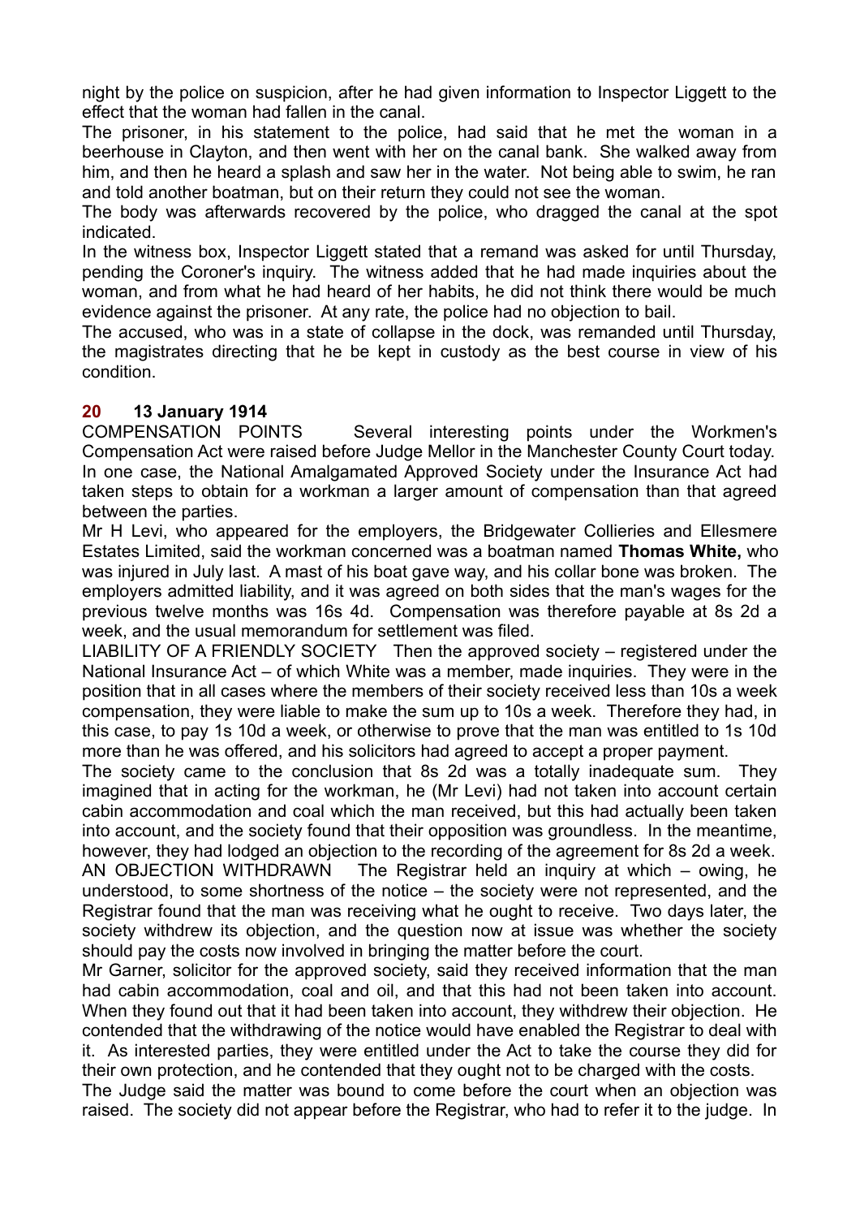night by the police on suspicion, after he had given information to Inspector Liggett to the effect that the woman had fallen in the canal.

The prisoner, in his statement to the police, had said that he met the woman in a beerhouse in Clayton, and then went with her on the canal bank. She walked away from him, and then he heard a splash and saw her in the water. Not being able to swim, he ran and told another boatman, but on their return they could not see the woman.

The body was afterwards recovered by the police, who dragged the canal at the spot indicated.

In the witness box, Inspector Liggett stated that a remand was asked for until Thursday, pending the Coroner's inquiry. The witness added that he had made inquiries about the woman, and from what he had heard of her habits, he did not think there would be much evidence against the prisoner. At any rate, the police had no objection to bail.

The accused, who was in a state of collapse in the dock, was remanded until Thursday, the magistrates directing that he be kept in custody as the best course in view of his condition.

### 20 13 January 1914

COMPENSATION POINTS Several interesting points under the Workmen's Compensation Act were raised before Judge Mellor in the Manchester County Court today. In one case, the National Amalgamated Approved Society under the Insurance Act had taken steps to obtain for a workman a larger amount of compensation than that agreed between the parties.

Mr H Levi, who appeared for the employers, the Bridgewater Collieries and Ellesmere Estates Limited, said the workman concerned was a boatman named **Thomas White,** who was injured in July last. A mast of his boat gave way, and his collar bone was broken. The employers admitted liability, and it was agreed on both sides that the man's wages for the previous twelve months was 16s 4d. Compensation was therefore payable at 8s 2d a week, and the usual memorandum for settlement was filed.

LIABILITY OF A FRIENDLY SOCIETY Then the approved society – registered under the National Insurance Act – of which White was a member, made inquiries. They were in the position that in all cases where the members of their society received less than 10s a week compensation, they were liable to make the sum up to 10s a week. Therefore they had, in this case, to pay 1s 10d a week, or otherwise to prove that the man was entitled to 1s 10d more than he was offered, and his solicitors had agreed to accept a proper payment.

The society came to the conclusion that 8s 2d was a totally inadequate sum. They imagined that in acting for the workman, he (Mr Levi) had not taken into account certain cabin accommodation and coal which the man received, but this had actually been taken into account, and the society found that their opposition was groundless. In the meantime, however, they had lodged an objection to the recording of the agreement for 8s 2d a week.

AN OBJECTION WITHDRAWN The Registrar held an inquiry at which – owing, he understood, to some shortness of the notice – the society were not represented, and the Registrar found that the man was receiving what he ought to receive. Two days later, the society withdrew its objection, and the question now at issue was whether the society should pay the costs now involved in bringing the matter before the court.

Mr Garner, solicitor for the approved society, said they received information that the man had cabin accommodation, coal and oil, and that this had not been taken into account. When they found out that it had been taken into account, they withdrew their objection. He contended that the withdrawing of the notice would have enabled the Registrar to deal with it. As interested parties, they were entitled under the Act to take the course they did for their own protection, and he contended that they ought not to be charged with the costs.

The Judge said the matter was bound to come before the court when an objection was raised. The society did not appear before the Registrar, who had to refer it to the judge. In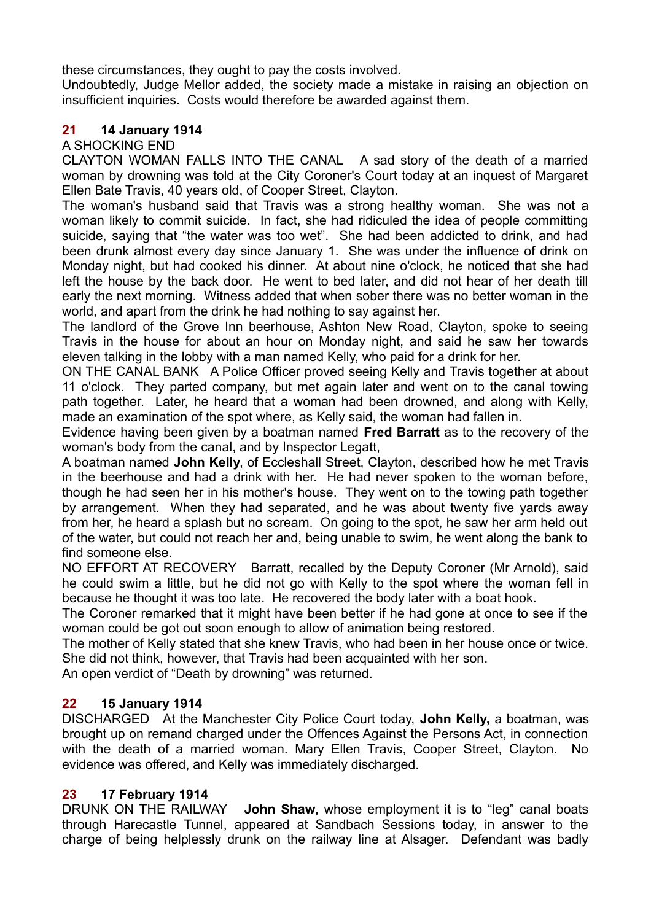these circumstances, they ought to pay the costs involved.
Undoubtedly, Judge Mellor added, the society made a mistake in raising an objection on insufficient inquiries. Costs would therefore be awarded against them.

### 21 14 January 1914

A SHOCKING END

CLAYTON WOMAN FALLS INTO THE CANAL A sad story of the death of a married woman by drowning was told at the City Coroner's Court today at an inquest of Margaret Ellen Bate Travis, 40 years old, of Cooper Street, Clayton.

The woman's husband said that Travis was a strong healthy woman. She was not a woman likely to commit suicide. In fact, she had ridiculed the idea of people committing suicide, saying that "the water was too wet". She had been addicted to drink, and had been drunk almost every day since January 1. She was under the influence of drink on Monday night, but had cooked his dinner. At about nine o'clock, he noticed that she had left the house by the back door. He went to bed later, and did not hear of her death till early the next morning. Witness added that when sober there was no better woman in the world, and apart from the drink he had nothing to say against her.

The landlord of the Grove Inn beerhouse, Ashton New Road, Clayton, spoke to seeing Travis in the house for about an hour on Monday night, and said he saw her towards eleven talking in the lobby with a man named Kelly, who paid for a drink for her.

ON THE CANAL BANK A Police Officer proved seeing Kelly and Travis together at about 11 o'clock. They parted company, but met again later and went on to the canal towing path together. Later, he heard that a woman had been drowned, and along with Kelly, made an examination of the spot where, as Kelly said, the woman had fallen in.

Evidence having been given by a boatman named **Fred Barratt** as to the recovery of the woman's body from the canal, and by Inspector Legatt,

A boatman named **John Kelly**, of Eccleshall Street, Clayton, described how he met Travis in the beerhouse and had a drink with her. He had never spoken to the woman before, though he had seen her in his mother's house. They went on to the towing path together by arrangement. When they had separated, and he was about twenty five yards away from her, he heard a splash but no scream. On going to the spot, he saw her arm held out of the water, but could not reach her and, being unable to swim, he went along the bank to find someone else.

NO EFFORT AT RECOVERY Barratt, recalled by the Deputy Coroner (Mr Arnold), said he could swim a little, but he did not go with Kelly to the spot where the woman fell in because he thought it was too late. He recovered the body later with a boat hook.

The Coroner remarked that it might have been better if he had gone at once to see if the woman could be got out soon enough to allow of animation being restored.

The mother of Kelly stated that she knew Travis, who had been in her house once or twice. She did not think, however, that Travis had been acquainted with her son.

An open verdict of "Death by drowning" was returned.

### 22 15 January 1914

DISCHARGED At the Manchester City Police Court today, **John Kelly,** a boatman, was brought up on remand charged under the Offences Against the Persons Act, in connection with the death of a married woman. Mary Ellen Travis, Cooper Street, Clayton. No evidence was offered, and Kelly was immediately discharged.

### 23 17 February 1914

DRUNK ON THE RAILWAY **John Shaw,** whose employment it is to "leg" canal boats through Harecastle Tunnel, appeared at Sandbach Sessions today, in answer to the charge of being helplessly drunk on the railway line at Alsager. Defendant was badly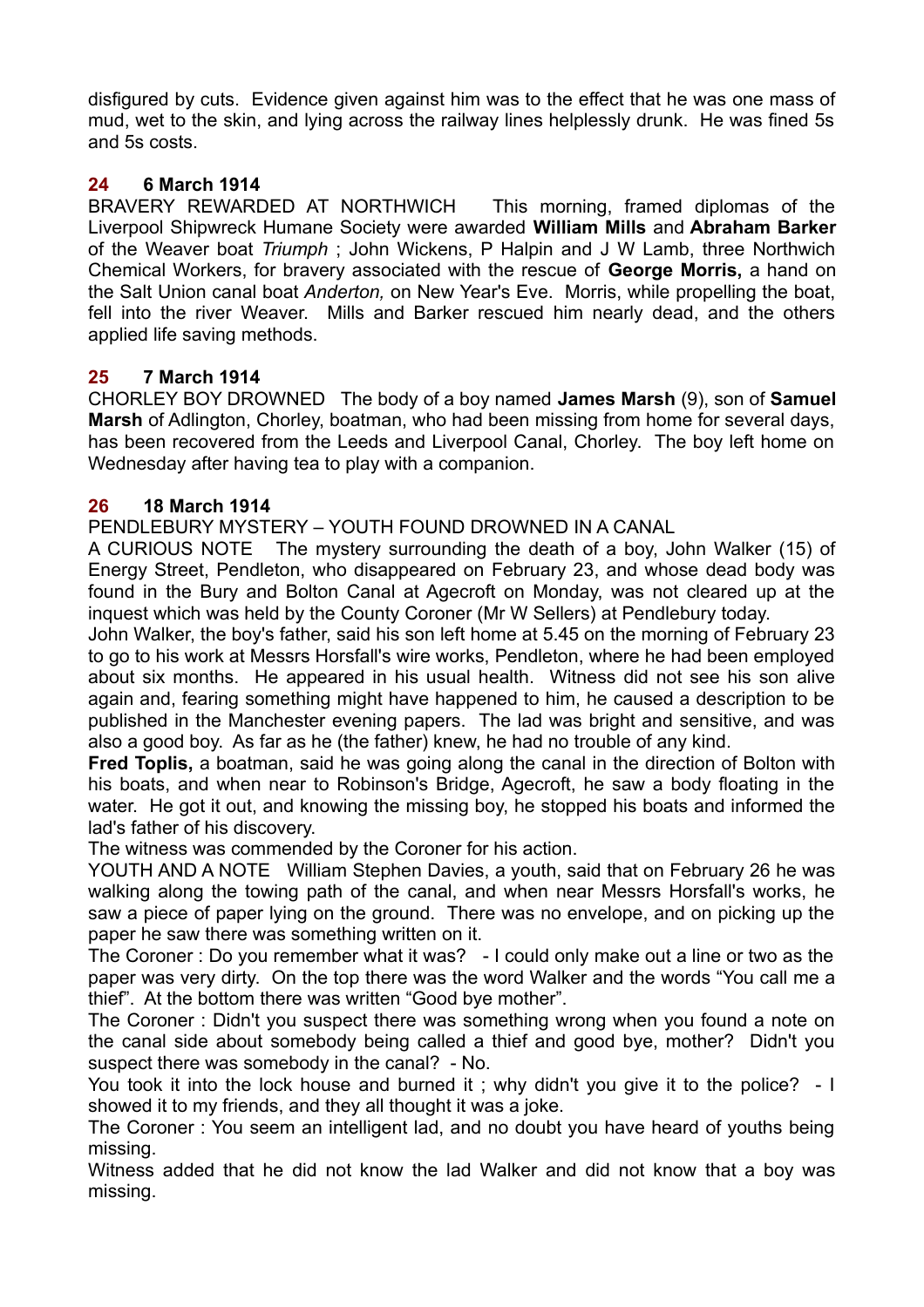disfigured by cuts. Evidence given against him was to the effect that he was one mass of mud, wet to the skin, and lying across the railway lines helplessly drunk. He was fined 5s and 5s costs.

**24 6 March 1914**

BRAVERY REWARDED AT NORTHWICH This morning, framed diplomas of the Liverpool Shipwreck Humane Society were awarded **William Mills** and **Abraham Barker** of the Weaver boat *Triumph* ; John Wickens, P Halpin and J W Lamb, three Northwich Chemical Workers, for bravery associated with the rescue of **George Morris,** a hand on the Salt Union canal boat *Anderton,* on New Year's Eve. Morris, while propelling the boat, fell into the river Weaver. Mills and Barker rescued him nearly dead, and the others applied life saving methods.

**25 7 March 1914**

CHORLEY BOY DROWNED The body of a boy named **James Marsh** (9), son of **Samuel Marsh** of Adlington, Chorley, boatman, who had been missing from home for several days, has been recovered from the Leeds and Liverpool Canal, Chorley. The boy left home on Wednesday after having tea to play with a companion.

**26 18 March 1914**

PENDLEBURY MYSTERY – YOUTH FOUND DROWNED IN A CANAL

A CURIOUS NOTE The mystery surrounding the death of a boy, John Walker (15) of Energy Street, Pendleton, who disappeared on February 23, and whose dead body was found in the Bury and Bolton Canal at Agecroft on Monday, was not cleared up at the inquest which was held by the County Coroner (Mr W Sellers) at Pendlebury today.

John Walker, the boy's father, said his son left home at 5.45 on the morning of February 23 to go to his work at Messrs Horsfall's wire works, Pendleton, where he had been employed about six months. He appeared in his usual health. Witness did not see his son alive again and, fearing something might have happened to him, he caused a description to be published in the Manchester evening papers. The lad was bright and sensitive, and was also a good boy. As far as he (the father) knew, he had no trouble of any kind.

**Fred Toplis,** a boatman, said he was going along the canal in the direction of Bolton with his boats, and when near to Robinson's Bridge, Agecroft, he saw a body floating in the water. He got it out, and knowing the missing boy, he stopped his boats and informed the lad's father of his discovery.

The witness was commended by the Coroner for his action.

YOUTH AND A NOTE William Stephen Davies, a youth, said that on February 26 he was walking along the towing path of the canal, and when near Messrs Horsfall's works, he saw a piece of paper lying on the ground. There was no envelope, and on picking up the paper he saw there was something written on it.

The Coroner : Do you remember what it was? - I could only make out a line or two as the paper was very dirty. On the top there was the word Walker and the words "You call me a thief". At the bottom there was written "Good bye mother".

The Coroner : Didn't you suspect there was something wrong when you found a note on the canal side about somebody being called a thief and good bye, mother? Didn't you suspect there was somebody in the canal? - No.

You took it into the lock house and burned it ; why didn't you give it to the police? - I showed it to my friends, and they all thought it was a joke.

The Coroner : You seem an intelligent lad, and no doubt you have heard of youths being missing.

Witness added that he did not know the lad Walker and did not know that a boy was missing.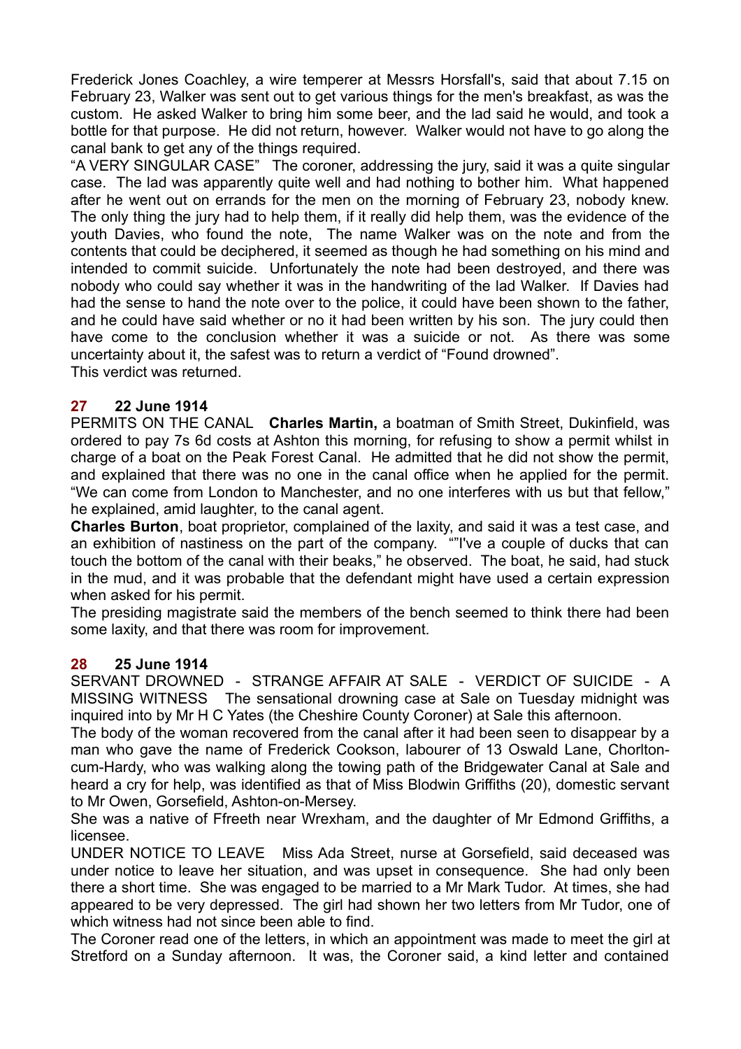Frederick Jones Coachley, a wire temperer at Messrs Horsfall's, said that about 7.15 on February 23, Walker was sent out to get various things for the men's breakfast, as was the custom. He asked Walker to bring him some beer, and the lad said he would, and took a bottle for that purpose. He did not return, however. Walker would not have to go along the canal bank to get any of the things required.

"A VERY SINGULAR CASE" The coroner, addressing the jury, said it was a quite singular case. The lad was apparently quite well and had nothing to bother him. What happened after he went out on errands for the men on the morning of February 23, nobody knew. The only thing the jury had to help them, if it really did help them, was the evidence of the youth Davies, who found the note, The name Walker was on the note and from the contents that could be deciphered, it seemed as though he had something on his mind and intended to commit suicide. Unfortunately the note had been destroyed, and there was nobody who could say whether it was in the handwriting of the lad Walker. If Davies had had the sense to hand the note over to the police, it could have been shown to the father, and he could have said whether or no it had been written by his son. The jury could then have come to the conclusion whether it was a suicide or not. As there was some uncertainty about it, the safest was to return a verdict of "Found drowned".

This verdict was returned.

## 27 22 June 1914

PERMITS ON THE CANAL **Charles Martin,** a boatman of Smith Street, Dukinfield, was ordered to pay 7s 6d costs at Ashton this morning, for refusing to show a permit whilst in charge of a boat on the Peak Forest Canal. He admitted that he did not show the permit, and explained that there was no one in the canal office when he applied for the permit. "We can come from London to Manchester, and no one interferes with us but that fellow," he explained, amid laughter, to the canal agent.

**Charles Burton**, boat proprietor, complained of the laxity, and said it was a test case, and an exhibition of nastiness on the part of the company. ""I've a couple of ducks that can touch the bottom of the canal with their beaks," he observed. The boat, he said, had stuck in the mud, and it was probable that the defendant might have used a certain expression when asked for his permit.

The presiding magistrate said the members of the bench seemed to think there had been some laxity, and that there was room for improvement.

## 28 25 June 1914

SERVANT DROWNED - STRANGE AFFAIR AT SALE - VERDICT OF SUICIDE - A MISSING WITNESS The sensational drowning case at Sale on Tuesday midnight was inquired into by Mr H C Yates (the Cheshire County Coroner) at Sale this afternoon.

The body of the woman recovered from the canal after it had been seen to disappear by a man who gave the name of Frederick Cookson, labourer of 13 Oswald Lane, Chorlton-cum-Hardy, who was walking along the towing path of the Bridgewater Canal at Sale and heard a cry for help, was identified as that of Miss Blodwin Griffiths (20), domestic servant to Mr Owen, Gorsefield, Ashton-on-Mersey.

She was a native of Ffreeth near Wrexham, and the daughter of Mr Edmond Griffiths, a licensee.

UNDER NOTICE TO LEAVE Miss Ada Street, nurse at Gorsefield, said deceased was under notice to leave her situation, and was upset in consequence. She had only been there a short time. She was engaged to be married to a Mr Mark Tudor. At times, she had appeared to be very depressed. The girl had shown her two letters from Mr Tudor, one of which witness had not since been able to find.

The Coroner read one of the letters, in which an appointment was made to meet the girl at Stretford on a Sunday afternoon. It was, the Coroner said, a kind letter and contained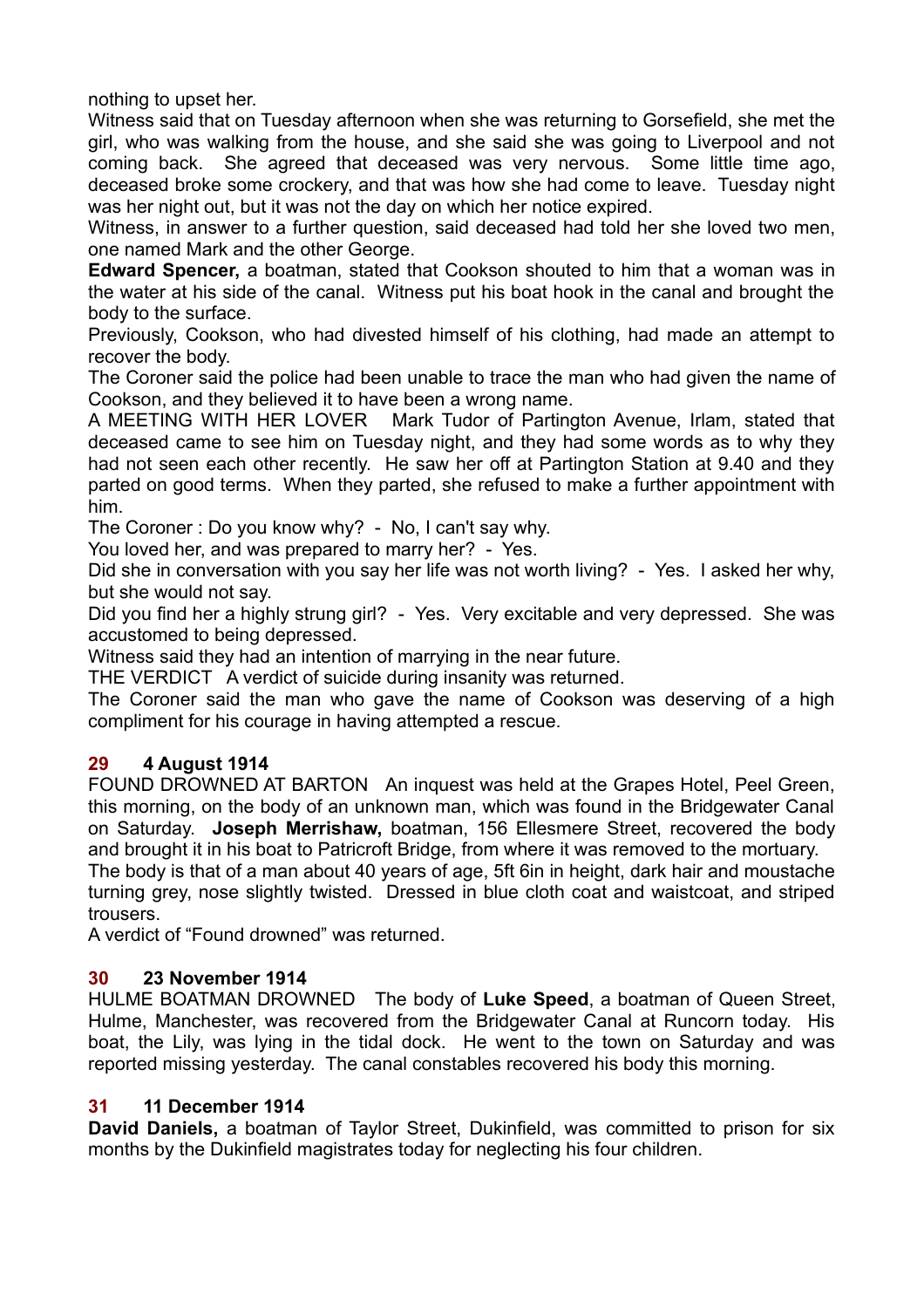nothing to upset her.

Witness said that on Tuesday afternoon when she was returning to Gorsefield, she met the girl, who was walking from the house, and she said she was going to Liverpool and not coming back. She agreed that deceased was very nervous. Some little time ago, deceased broke some crockery, and that was how she had come to leave. Tuesday night was her night out, but it was not the day on which her notice expired.

Witness, in answer to a further question, said deceased had told her she loved two men, one named Mark and the other George.

**Edward Spencer,** a boatman, stated that Cookson shouted to him that a woman was in the water at his side of the canal. Witness put his boat hook in the canal and brought the body to the surface.

Previously, Cookson, who had divested himself of his clothing, had made an attempt to recover the body.

The Coroner said the police had been unable to trace the man who had given the name of Cookson, and they believed it to have been a wrong name.

A MEETING WITH HER LOVER Mark Tudor of Partington Avenue, Irlam, stated that deceased came to see him on Tuesday night, and they had some words as to why they had not seen each other recently. He saw her off at Partington Station at 9.40 and they parted on good terms. When they parted, she refused to make a further appointment with him.

The Coroner : Do you know why? - No, I can't say why.

You loved her, and was prepared to marry her? - Yes.

Did she in conversation with you say her life was not worth living? - Yes. I asked her why, but she would not say.

Did you find her a highly strung girl? - Yes. Very excitable and very depressed. She was accustomed to being depressed.

Witness said they had an intention of marrying in the near future.

THE VERDICT A verdict of suicide during insanity was returned.

The Coroner said the man who gave the name of Cookson was deserving of a high compliment for his courage in having attempted a rescue.

### 29 4 August 1914

FOUND DROWNED AT BARTON An inquest was held at the Grapes Hotel, Peel Green, this morning, on the body of an unknown man, which was found in the Bridgewater Canal on Saturday. **Joseph Merrishaw,** boatman, 156 Ellesmere Street, recovered the body and brought it in his boat to Patricroft Bridge, from where it was removed to the mortuary.

The body is that of a man about 40 years of age, 5ft 6in in height, dark hair and moustache turning grey, nose slightly twisted. Dressed in blue cloth coat and waistcoat, and striped trousers.

A verdict of "Found drowned" was returned.

### 30 23 November 1914

HULME BOATMAN DROWNED The body of **Luke Speed**, a boatman of Queen Street, Hulme, Manchester, was recovered from the Bridgewater Canal at Runcorn today. His boat, the Lily, was lying in the tidal dock. He went to the town on Saturday and was reported missing yesterday. The canal constables recovered his body this morning.

### 31 11 December 1914

**David Daniels,** a boatman of Taylor Street, Dukinfield, was committed to prison for six months by the Dukinfield magistrates today for neglecting his four children.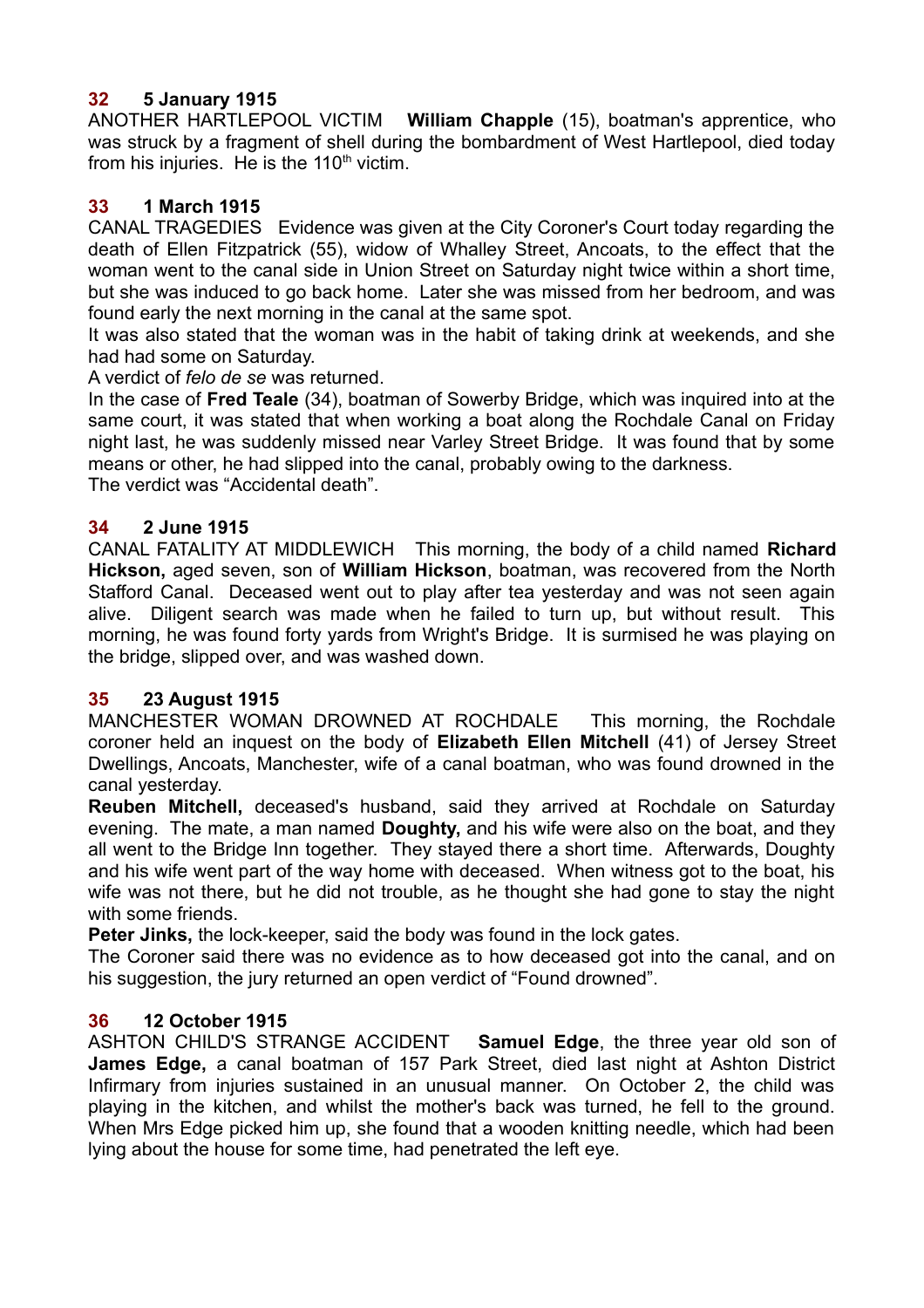**32 5 January 1915**

ANOTHER HARTLEPOOL VICTIM **William Chapple** (15), boatman's apprentice, who was struck by a fragment of shell during the bombardment of West Hartlepool, died today from his injuries. He is the 110th victim.

**33 1 March 1915**

CANAL TRAGEDIES Evidence was given at the City Coroner's Court today regarding the death of Ellen Fitzpatrick (55), widow of Whalley Street, Ancoats, to the effect that the woman went to the canal side in Union Street on Saturday night twice within a short time, but she was induced to go back home. Later she was missed from her bedroom, and was found early the next morning in the canal at the same spot.

It was also stated that the woman was in the habit of taking drink at weekends, and she had had some on Saturday.

A verdict of *felo de se* was returned.

In the case of **Fred Teale** (34), boatman of Sowerby Bridge, which was inquired into at the same court, it was stated that when working a boat along the Rochdale Canal on Friday night last, he was suddenly missed near Varley Street Bridge. It was found that by some means or other, he had slipped into the canal, probably owing to the darkness.

The verdict was "Accidental death".

**34 2 June 1915**

CANAL FATALITY AT MIDDLEWICH This morning, the body of a child named **Richard Hickson,** aged seven, son of **William Hickson**, boatman, was recovered from the North Stafford Canal. Deceased went out to play after tea yesterday and was not seen again alive. Diligent search was made when he failed to turn up, but without result. This morning, he was found forty yards from Wright's Bridge. It is surmised he was playing on the bridge, slipped over, and was washed down.

**35 23 August 1915**

MANCHESTER WOMAN DROWNED AT ROCHDALE This morning, the Rochdale coroner held an inquest on the body of **Elizabeth Ellen Mitchell** (41) of Jersey Street Dwellings, Ancoats, Manchester, wife of a canal boatman, who was found drowned in the canal yesterday.

**Reuben Mitchell,** deceased's husband, said they arrived at Rochdale on Saturday evening. The mate, a man named **Doughty,** and his wife were also on the boat, and they all went to the Bridge Inn together. They stayed there a short time. Afterwards, Doughty and his wife went part of the way home with deceased. When witness got to the boat, his wife was not there, but he did not trouble, as he thought she had gone to stay the night with some friends.

**Peter Jinks,** the lock-keeper, said the body was found in the lock gates.

The Coroner said there was no evidence as to how deceased got into the canal, and on his suggestion, the jury returned an open verdict of "Found drowned".

**36 12 October 1915**

ASHTON CHILD'S STRANGE ACCIDENT **Samuel Edge**, the three year old son of **James Edge,** a canal boatman of 157 Park Street, died last night at Ashton District Infirmary from injuries sustained in an unusual manner. On October 2, the child was playing in the kitchen, and whilst the mother's back was turned, he fell to the ground. When Mrs Edge picked him up, she found that a wooden knitting needle, which had been lying about the house for some time, had penetrated the left eye.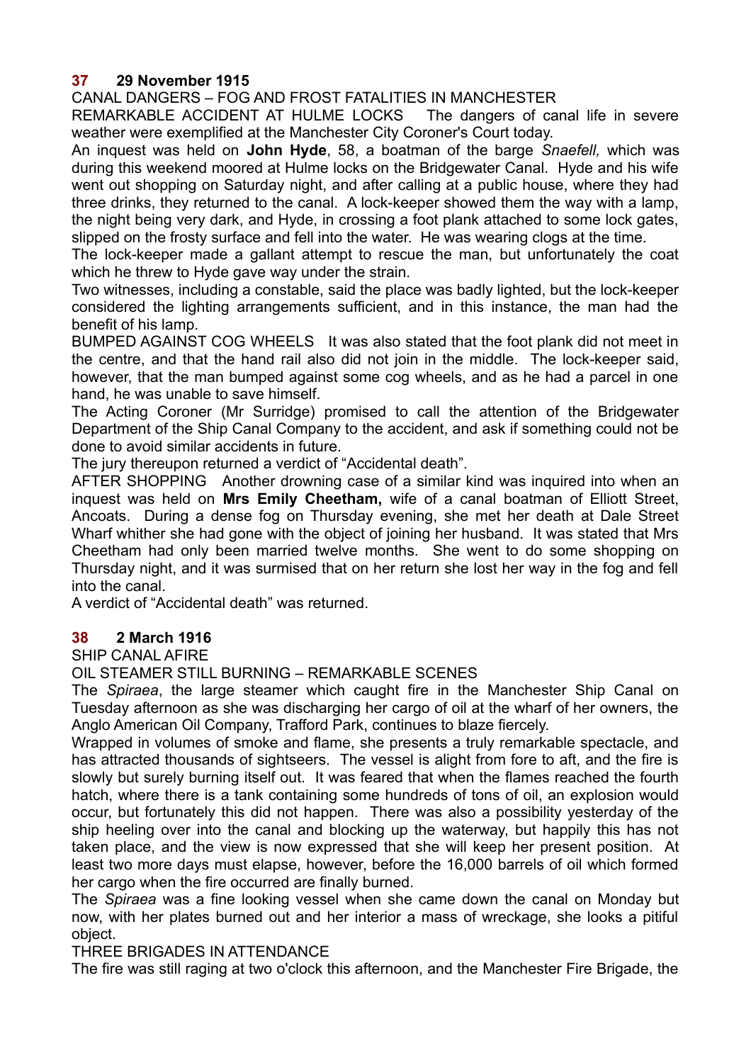## 37 29 November 1915

CANAL DANGERS – FOG AND FROST FATALITIES IN MANCHESTER

REMARKABLE ACCIDENT AT HULME LOCKS The dangers of canal life in severe weather were exemplified at the Manchester City Coroner's Court today.

An inquest was held on **John Hyde**, 58, a boatman of the barge *Snaefell,* which was during this weekend moored at Hulme locks on the Bridgewater Canal. Hyde and his wife went out shopping on Saturday night, and after calling at a public house, where they had three drinks, they returned to the canal. A lock-keeper showed them the way with a lamp, the night being very dark, and Hyde, in crossing a foot plank attached to some lock gates, slipped on the frosty surface and fell into the water. He was wearing clogs at the time.

The lock-keeper made a gallant attempt to rescue the man, but unfortunately the coat which he threw to Hyde gave way under the strain.

Two witnesses, including a constable, said the place was badly lighted, but the lock-keeper considered the lighting arrangements sufficient, and in this instance, the man had the benefit of his lamp.

BUMPED AGAINST COG WHEELS It was also stated that the foot plank did not meet in the centre, and that the hand rail also did not join in the middle. The lock-keeper said, however, that the man bumped against some cog wheels, and as he had a parcel in one hand, he was unable to save himself.

The Acting Coroner (Mr Surridge) promised to call the attention of the Bridgewater Department of the Ship Canal Company to the accident, and ask if something could not be done to avoid similar accidents in future.

The jury thereupon returned a verdict of "Accidental death".

AFTER SHOPPING Another drowning case of a similar kind was inquired into when an inquest was held on **Mrs Emily Cheetham,** wife of a canal boatman of Elliott Street, Ancoats. During a dense fog on Thursday evening, she met her death at Dale Street Wharf whither she had gone with the object of joining her husband. It was stated that Mrs Cheetham had only been married twelve months. She went to do some shopping on Thursday night, and it was surmised that on her return she lost her way in the fog and fell into the canal.

A verdict of "Accidental death" was returned.

## 38 2 March 1916

SHIP CANAL AFIRE

OIL STEAMER STILL BURNING – REMARKABLE SCENES

The *Spiraea*, the large steamer which caught fire in the Manchester Ship Canal on Tuesday afternoon as she was discharging her cargo of oil at the wharf of her owners, the Anglo American Oil Company, Trafford Park, continues to blaze fiercely.

Wrapped in volumes of smoke and flame, she presents a truly remarkable spectacle, and has attracted thousands of sightseers. The vessel is alight from fore to aft, and the fire is slowly but surely burning itself out. It was feared that when the flames reached the fourth hatch, where there is a tank containing some hundreds of tons of oil, an explosion would occur, but fortunately this did not happen. There was also a possibility yesterday of the ship heeling over into the canal and blocking up the waterway, but happily this has not taken place, and the view is now expressed that she will keep her present position. At least two more days must elapse, however, before the 16,000 barrels of oil which formed her cargo when the fire occurred are finally burned.

The *Spiraea* was a fine looking vessel when she came down the canal on Monday but now, with her plates burned out and her interior a mass of wreckage, she looks a pitiful object.

THREE BRIGADES IN ATTENDANCE

The fire was still raging at two o'clock this afternoon, and the Manchester Fire Brigade, the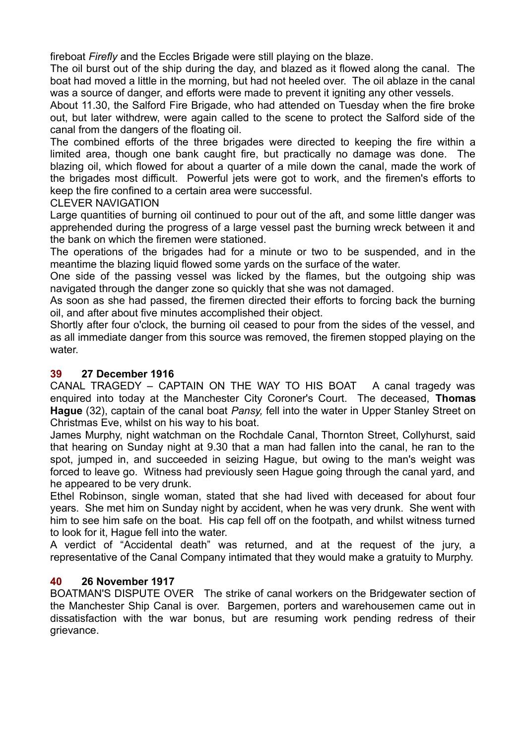fireboat *Firefly* and the Eccles Brigade were still playing on the blaze.

The oil burst out of the ship during the day, and blazed as it flowed along the canal. The boat had moved a little in the morning, but had not heeled over. The oil ablaze in the canal was a source of danger, and efforts were made to prevent it igniting any other vessels.

About 11.30, the Salford Fire Brigade, who had attended on Tuesday when the fire broke out, but later withdrew, were again called to the scene to protect the Salford side of the canal from the dangers of the floating oil.

The combined efforts of the three brigades were directed to keeping the fire within a limited area, though one bank caught fire, but practically no damage was done. The blazing oil, which flowed for about a quarter of a mile down the canal, made the work of the brigades most difficult. Powerful jets were got to work, and the firemen's efforts to keep the fire confined to a certain area were successful.

CLEVER NAVIGATION

Large quantities of burning oil continued to pour out of the aft, and some little danger was apprehended during the progress of a large vessel past the burning wreck between it and the bank on which the firemen were stationed.

The operations of the brigades had for a minute or two to be suspended, and in the meantime the blazing liquid flowed some yards on the surface of the water.

One side of the passing vessel was licked by the flames, but the outgoing ship was navigated through the danger zone so quickly that she was not damaged.

As soon as she had passed, the firemen directed their efforts to forcing back the burning oil, and after about five minutes accomplished their object.

Shortly after four o'clock, the burning oil ceased to pour from the sides of the vessel, and as all immediate danger from this source was removed, the firemen stopped playing on the water.

### 39 27 December 1916

CANAL TRAGEDY – CAPTAIN ON THE WAY TO HIS BOAT A canal tragedy was enquired into today at the Manchester City Coroner's Court. The deceased, **Thomas Hague** (32), captain of the canal boat *Pansy,* fell into the water in Upper Stanley Street on Christmas Eve, whilst on his way to his boat.

James Murphy, night watchman on the Rochdale Canal, Thornton Street, Collyhurst, said that hearing on Sunday night at 9.30 that a man had fallen into the canal, he ran to the spot, jumped in, and succeeded in seizing Hague, but owing to the man's weight was forced to leave go. Witness had previously seen Hague going through the canal yard, and he appeared to be very drunk.

Ethel Robinson, single woman, stated that she had lived with deceased for about four years. She met him on Sunday night by accident, when he was very drunk. She went with him to see him safe on the boat. His cap fell off on the footpath, and whilst witness turned to look for it, Hague fell into the water.

A verdict of "Accidental death" was returned, and at the request of the jury, a representative of the Canal Company intimated that they would make a gratuity to Murphy.

### 40 26 November 1917

BOATMAN'S DISPUTE OVER The strike of canal workers on the Bridgewater section of the Manchester Ship Canal is over. Bargemen, porters and warehousemen came out in dissatisfaction with the war bonus, but are resuming work pending redress of their grievance.